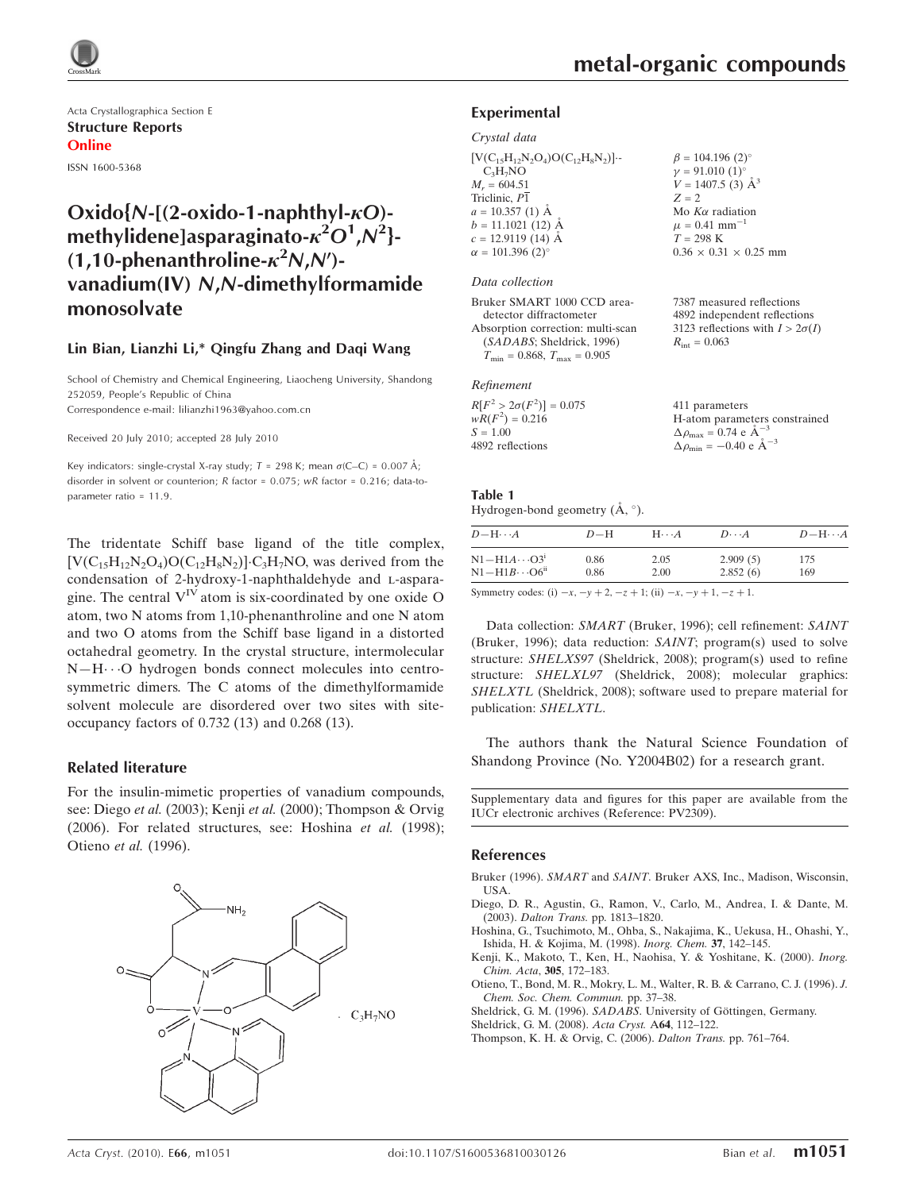Acta Crystallographica Section E

**Structure Reports Online**

ISSN 1600-5368

# Oxido{N-[(2-oxido-1-naphthyl-κO)-methylidene]asparaginato-$\kappa^2O^1,N^2$}-(1,10-phenanthroline-$\kappa^2N,N'$)-vanadium(IV) N,N-dimethylformamide monosolvate

**Lin Bian, Lianzhi Li,\* Qingfu Zhang and Daqi Wang**

School of Chemistry and Chemical Engineering, Liaocheng University, Shandong 252059, People's Republic of China
Correspondence e-mail: lilianzhi1963@yahoo.com.cn

Received 20 July 2010; accepted 28 July 2010

Key indicators: single-crystal X-ray study; $T$ = 298 K; mean $\sigma$(C–C) = 0.007 Å; disorder in solvent or counterion; $R$ factor = 0.075; $wR$ factor = 0.216; data-to-parameter ratio = 11.9.

The tridentate Schiff base ligand of the title complex, $[V(C_{15}H_{12}N_2O_4)O(C_{12}H_8N_2)]\cdot C_3H_7NO$, was derived from the condensation of 2-hydroxy-1-naphthaldehyde and L-asparagine. The central $V^{IV}$ atom is six-coordinated by one oxide O atom, two N atoms from 1,10-phenanthroline and one N atom and two O atoms from the Schiff base ligand in a distorted octahedral geometry. In the crystal structure, intermolecular N—H⋯O hydrogen bonds connect molecules into centrosymmetric dimers. The C atoms of the dimethylformamide solvent molecule are disordered over two sites with site-occupancy factors of 0.732 (13) and 0.268 (13).

## Related literature

For the insulin-mimetic properties of vanadium compounds, see: Diego *et al.* (2003); Kenji *et al.* (2000); Thompson & Orvig (2006). For related structures, see: Hoshina *et al.* (1998); Otieno *et al.* (1996).

## Experimental

### Crystal data

$[V(C_{15}H_{12}N_2O_4)O(C_{12}H_8N_2)]\cdot C_3H_7NO$
$M_r$ = 604.51
Triclinic, $P\bar{1}$
$a$ = 10.357 (1) Å
$b$ = 11.1021 (12) Å
$c$ = 12.9119 (14) Å
$\alpha$ = 101.396 (2)°
$\beta$ = 104.196 (2)°
$\gamma$ = 91.010 (1)°
$V$ = 1407.5 (3) Å$^3$
$Z$ = 2
Mo $K\alpha$ radiation
$\mu$ = 0.41 mm$^{-1}$
$T$ = 298 K
0.36 × 0.31 × 0.25 mm

### Data collection

Bruker SMART 1000 CCD area-detector diffractometer
Absorption correction: multi-scan (*SADABS*; Sheldrick, 1996)
$T_{min}$ = 0.868, $T_{max}$ = 0.905
7387 measured reflections
4892 independent reflections
3123 reflections with $I > 2\sigma(I)$
$R_{int}$ = 0.063

### Refinement

$R[F^2 > 2\sigma(F^2)]$ = 0.075
$wR(F^2)$ = 0.216
$S$ = 1.00
4892 reflections
411 parameters
H-atom parameters constrained
$\Delta\rho_{max}$ = 0.74 e Å$^{-3}$
$\Delta\rho_{min}$ = −0.40 e Å$^{-3}$

**Table 1**
Hydrogen-bond geometry (Å, °).

| $D$—H⋯$A$ | $D$—H | H⋯$A$ | $D$⋯$A$ | $D$—H⋯$A$ |
|---|---|---|---|---|
| N1—H1A⋯O3[i] | 0.86 | 2.05 | 2.909 (5) | 175 |
| N1—H1B⋯O6[ii] | 0.86 | 2.00 | 2.852 (6) | 169 |

Symmetry codes: (i) $-x, -y+2, -z+1$; (ii) $-x, -y+1, -z+1$.

Data collection: *SMART* (Bruker, 1996); cell refinement: *SAINT* (Bruker, 1996); data reduction: *SAINT*; program(s) used to solve structure: *SHELXS97* (Sheldrick, 2008); program(s) used to refine structure: *SHELXL97* (Sheldrick, 2008); molecular graphics: *SHELXTL* (Sheldrick, 2008); software used to prepare material for publication: *SHELXTL*.

The authors thank the Natural Science Foundation of Shandong Province (No. Y2004B02) for a research grant.

Supplementary data and figures for this paper are available from the IUCr electronic archives (Reference: PV2309).

## References

Bruker (1996). *SMART* and *SAINT*. Bruker AXS, Inc., Madison, Wisconsin, USA.
Diego, D. R., Agustin, G., Ramon, V., Carlo, M., Andrea, I. & Dante, M. (2003). *Dalton Trans.* pp. 1813–1820.
Hoshina, G., Tsuchimoto, M., Ohba, S., Nakajima, K., Uekusa, H., Ohashi, Y., Ishida, H. & Kojima, M. (1998). *Inorg. Chem.* **37**, 142–145.
Kenji, K., Makoto, T., Ken, H., Naohisa, Y. & Yoshitane, K. (2000). *Inorg. Chim. Acta*, **305**, 172–183.
Otieno, T., Bond, M. R., Mokry, L. M., Walter, R. B. & Carrano, C. J. (1996). *J. Chem. Soc. Chem. Commun.* pp. 37–38.
Sheldrick, G. M. (1996). *SADABS*. University of Göttingen, Germany.
Sheldrick, G. M. (2008). *Acta Cryst.* A**64**, 112–122.
Thompson, K. H. & Orvig, C. (2006). *Dalton Trans.* pp. 761–764.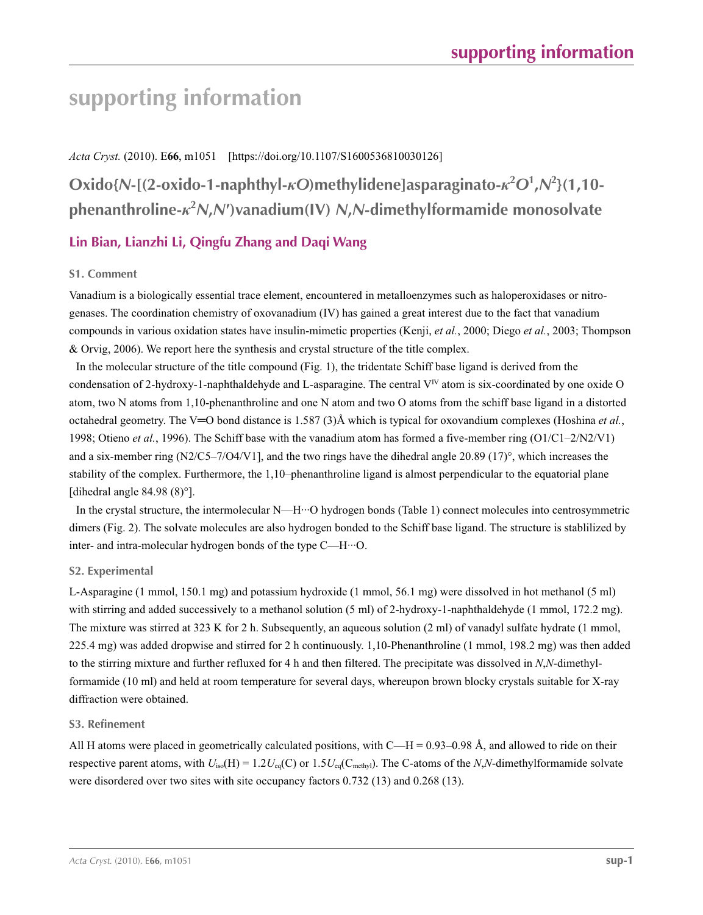# supporting information

*Acta Cryst.* (2010). E**66**, m1051 [https://doi.org/10.1107/S1600536810030126]

## Oxido{*N*-[(2-oxido-1-naphthyl-*κO*)methylidene]asparaginato-$\kappa^2O^1,N^2$}(1,10-phenanthroline-$\kappa^2N,N'$)vanadium(IV) *N*,*N*-dimethylformamide monosolvate

### Lin Bian, Lianzhi Li, Qingfu Zhang and Daqi Wang

### S1. Comment

Vanadium is a biologically essential trace element, encountered in metalloenzymes such as haloperoxidases or nitrogenases. The coordination chemistry of oxovanadium (IV) has gained a great interest due to the fact that vanadium compounds in various oxidation states have insulin-mimetic properties (Kenji, *et al.*, 2000; Diego *et al.*, 2003; Thompson & Orvig, 2006). We report here the synthesis and crystal structure of the title complex.

In the molecular structure of the title compound (Fig. 1), the tridentate Schiff base ligand is derived from the condensation of 2-hydroxy-1-naphthaldehyde and L-asparagine. The central $V^{IV}$ atom is six-coordinated by one oxide O atom, two N atoms from 1,10-phenanthroline and one N atom and two O atoms from the schiff base ligand in a distorted octahedral geometry. The V═O bond distance is 1.587 (3)Å which is typical for oxovandium complexes (Hoshina *et al.*, 1998; Otieno *et al.*, 1996). The Schiff base with the vanadium atom has formed a five-member ring (O1/C1–2/N2/V1) and a six-member ring (N2/C5–7/O4/V1], and the two rings have the dihedral angle 20.89 (17)°, which increases the stability of the complex. Furthermore, the 1,10–phenanthroline ligand is almost perpendicular to the equatorial plane [dihedral angle 84.98 (8)°].

In the crystal structure, the intermolecular N—H···O hydrogen bonds (Table 1) connect molecules into centrosymmetric dimers (Fig. 2). The solvate molecules are also hydrogen bonded to the Schiff base ligand. The structure is stablilized by inter- and intra-molecular hydrogen bonds of the type C—H···O.

### S2. Experimental

L-Asparagine (1 mmol, 150.1 mg) and potassium hydroxide (1 mmol, 56.1 mg) were dissolved in hot methanol (5 ml) with stirring and added successively to a methanol solution (5 ml) of 2-hydroxy-1-naphthaldehyde (1 mmol, 172.2 mg). The mixture was stirred at 323 K for 2 h. Subsequently, an aqueous solution (2 ml) of vanadyl sulfate hydrate (1 mmol, 225.4 mg) was added dropwise and stirred for 2 h continuously. 1,10-Phenanthroline (1 mmol, 198.2 mg) was then added to the stirring mixture and further refluxed for 4 h and then filtered. The precipitate was dissolved in *N*,*N*-dimethylformamide (10 ml) and held at room temperature for several days, whereupon brown blocky crystals suitable for X-ray diffraction were obtained.

### S3. Refinement

All H atoms were placed in geometrically calculated positions, with C—H = 0.93–0.98 Å, and allowed to ride on their respective parent atoms, with $U_{iso}(H) = 1.2U_{eq}(C)$ or $1.5U_{eq}(C_{methyl})$. The C-atoms of the *N*,*N*-dimethylformamide solvate were disordered over two sites with site occupancy factors 0.732 (13) and 0.268 (13).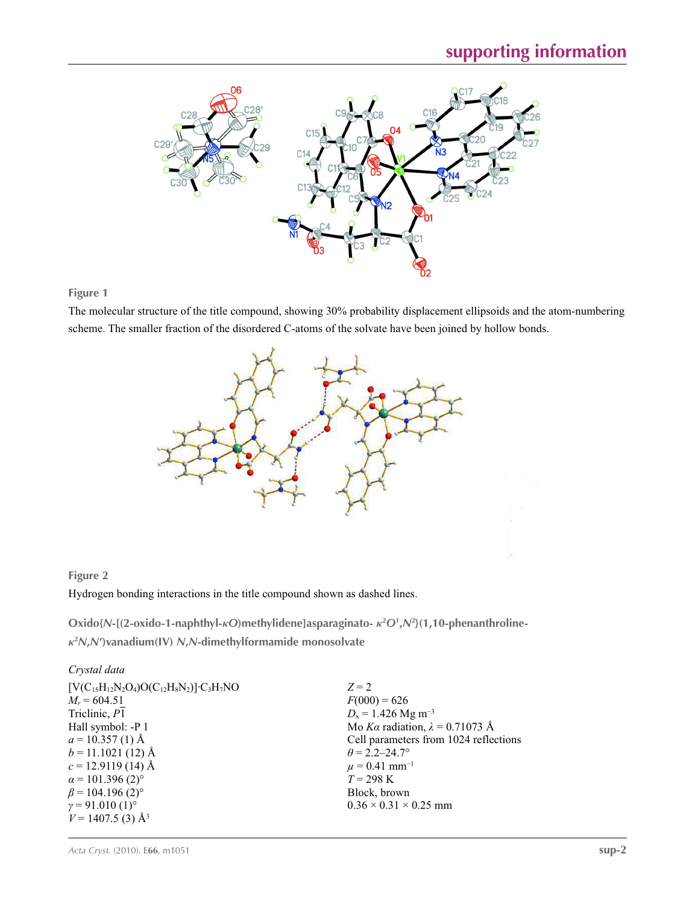**Figure 1**

The molecular structure of the title compound, showing 30% probability displacement ellipsoids and the atom-numbering scheme. The smaller fraction of the disordered C-atoms of the solvate have been joined by hollow bonds.

**Figure 2**

Hydrogen bonding interactions in the title compound shown as dashed lines.

## Oxido{*N*-[(2-oxido-1-naphthyl-*κO*)methylidene]asparaginato- $\kappa^2 O^1,N^2$}(1,10-phenanthroline-$\kappa^2 N,N'$)vanadium(IV) *N*,*N*-dimethylformamide monosolvate

### *Crystal data*

| | |
|---|---|
| $[V(C_{15}H_{12}N_2O_4)O(C_{12}H_8N_2)]\cdot C_3H_7NO$ | $Z = 2$ |
| $M_r = 604.51$ | $F(000) = 626$ |
| Triclinic, $P\overline{1}$ | $D_x = 1.426$ Mg m$^{-3}$ |
| Hall symbol: -P 1 | Mo $K\alpha$ radiation, $\lambda = 0.71073$ Å |
| $a = 10.357$ (1) Å | Cell parameters from 1024 reflections |
| $b = 11.1021$ (12) Å | $\theta = 2.2$–$24.7°$ |
| $c = 12.9119$ (14) Å | $\mu = 0.41$ mm$^{-1}$ |
| $\alpha = 101.396$ (2)° | $T = 298$ K |
| $\beta = 104.196$ (2)° | Block, brown |
| $\gamma = 91.010$ (1)° | 0.36 × 0.31 × 0.25 mm |
| $V = 1407.5$ (3) Å$^3$ | |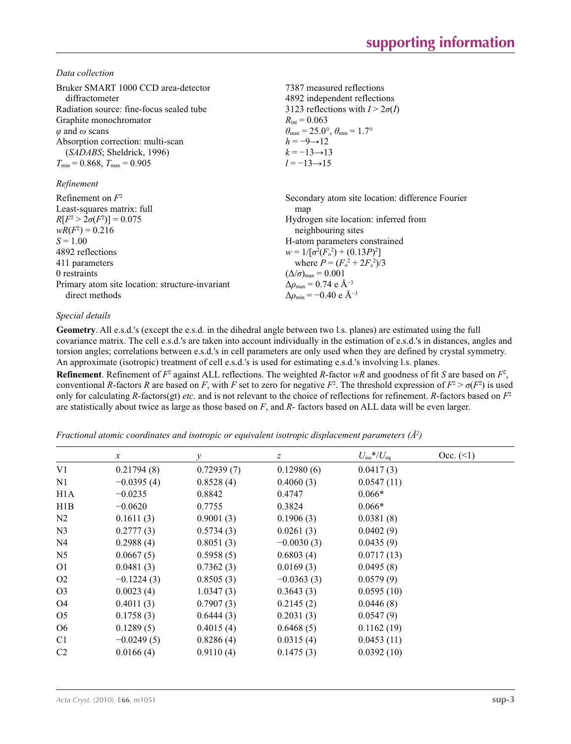*Data collection*

Bruker SMART 1000 CCD area-detector diffractometer
Radiation source: fine-focus sealed tube
Graphite monochromator
$\varphi$ and $\omega$ scans
Absorption correction: multi-scan (*SADABS*; Sheldrick, 1996)
$T_{min} = 0.868$, $T_{max} = 0.905$

7387 measured reflections
4892 independent reflections
3123 reflections with $I > 2\sigma(I)$
$R_{int} = 0.063$
$\theta_{max} = 25.0°$, $\theta_{min} = 1.7°$
$h = -9 \rightarrow 12$
$k = -13 \rightarrow 13$
$l = -13 \rightarrow 15$

*Refinement*

Refinement on $F^2$
Least-squares matrix: full
$R[F^2 > 2\sigma(F^2)] = 0.075$
$wR(F^2) = 0.216$
$S = 1.00$
4892 reflections
411 parameters
0 restraints
Primary atom site location: structure-invariant direct methods

Secondary atom site location: difference Fourier map
Hydrogen site location: inferred from neighbouring sites
H-atom parameters constrained
$w = 1/[\sigma^2(F_o^2) + (0.13P)^2]$
where $P = (F_o^2 + 2F_c^2)/3$
$(\Delta/\sigma)_{max} = 0.001$
$\Delta\rho_{max} = 0.74$ e Å$^{-3}$
$\Delta\rho_{min} = -0.40$ e Å$^{-3}$

*Special details*

**Geometry**. All e.s.d.'s (except the e.s.d. in the dihedral angle between two l.s. planes) are estimated using the full covariance matrix. The cell e.s.d.'s are taken into account individually in the estimation of e.s.d.'s in distances, angles and torsion angles; correlations between e.s.d.'s in cell parameters are only used when they are defined by crystal symmetry. An approximate (isotropic) treatment of cell e.s.d.'s is used for estimating e.s.d.'s involving l.s. planes.

**Refinement**. Refinement of $F^2$ against ALL reflections. The weighted *R*-factor *wR* and goodness of fit *S* are based on $F^2$, conventional *R*-factors *R* are based on *F*, with *F* set to zero for negative $F^2$. The threshold expression of $F^2 > \sigma(F^2)$ is used only for calculating *R*-factors(gt) *etc*. and is not relevant to the choice of reflections for refinement. *R*-factors based on $F^2$ are statistically about twice as large as those based on *F*, and *R*- factors based on ALL data will be even larger.

*Fractional atomic coordinates and isotropic or equivalent isotropic displacement parameters (Å²)*

| | *x* | *y* | *z* | $U_{iso}$*/$U_{eq}$ | Occ. (<1) |
|---|---|---|---|---|---|
| V1 | 0.21794 (8) | 0.72939 (7) | 0.12980 (6) | 0.0417 (3) | |
| N1 | −0.0395 (4) | 0.8528 (4) | 0.4060 (3) | 0.0547 (11) | |
| H1A | −0.0235 | 0.8842 | 0.4747 | 0.066* | |
| H1B | −0.0620 | 0.7755 | 0.3824 | 0.066* | |
| N2 | 0.1611 (3) | 0.9001 (3) | 0.1906 (3) | 0.0381 (8) | |
| N3 | 0.2777 (3) | 0.5734 (3) | 0.0261 (3) | 0.0402 (9) | |
| N4 | 0.2988 (4) | 0.8051 (3) | −0.0030 (3) | 0.0435 (9) | |
| N5 | 0.0667 (5) | 0.5958 (5) | 0.6803 (4) | 0.0717 (13) | |
| O1 | 0.0481 (3) | 0.7362 (3) | 0.0169 (3) | 0.0495 (8) | |
| O2 | −0.1224 (3) | 0.8505 (3) | −0.0363 (3) | 0.0579 (9) | |
| O3 | 0.0023 (4) | 1.0347 (3) | 0.3643 (3) | 0.0595 (10) | |
| O4 | 0.4011 (3) | 0.7907 (3) | 0.2145 (2) | 0.0446 (8) | |
| O5 | 0.1758 (3) | 0.6444 (3) | 0.2031 (3) | 0.0547 (9) | |
| O6 | 0.1289 (5) | 0.4015 (4) | 0.6468 (5) | 0.1162 (19) | |
| C1 | −0.0249 (5) | 0.8286 (4) | 0.0315 (4) | 0.0453 (11) | |
| C2 | 0.0166 (4) | 0.9110 (4) | 0.1475 (3) | 0.0392 (10) | |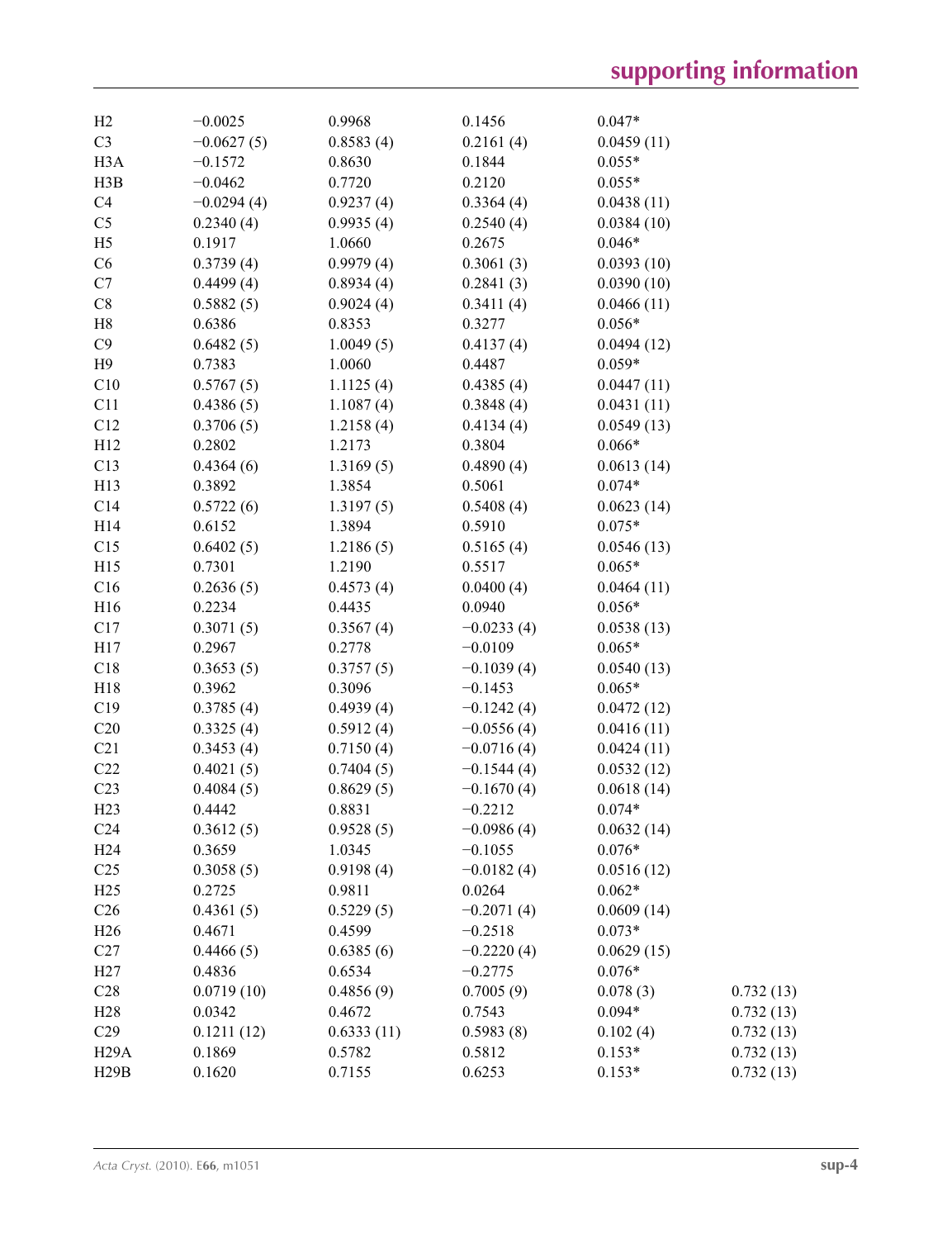| | | | | | |
|---|---|---|---|---|---|
| H2 | −0.0025 | 0.9968 | 0.1456 | 0.047* | |
| C3 | −0.0627 (5) | 0.8583 (4) | 0.2161 (4) | 0.0459 (11) | |
| H3A | −0.1572 | 0.8630 | 0.1844 | 0.055* | |
| H3B | −0.0462 | 0.7720 | 0.2120 | 0.055* | |
| C4 | −0.0294 (4) | 0.9237 (4) | 0.3364 (4) | 0.0438 (11) | |
| C5 | 0.2340 (4) | 0.9935 (4) | 0.2540 (4) | 0.0384 (10) | |
| H5 | 0.1917 | 1.0660 | 0.2675 | 0.046* | |
| C6 | 0.3739 (4) | 0.9979 (4) | 0.3061 (3) | 0.0393 (10) | |
| C7 | 0.4499 (4) | 0.8934 (4) | 0.2841 (3) | 0.0390 (10) | |
| C8 | 0.5882 (5) | 0.9024 (4) | 0.3411 (4) | 0.0466 (11) | |
| H8 | 0.6386 | 0.8353 | 0.3277 | 0.056* | |
| C9 | 0.6482 (5) | 1.0049 (5) | 0.4137 (4) | 0.0494 (12) | |
| H9 | 0.7383 | 1.0060 | 0.4487 | 0.059* | |
| C10 | 0.5767 (5) | 1.1125 (4) | 0.4385 (4) | 0.0447 (11) | |
| C11 | 0.4386 (5) | 1.1087 (4) | 0.3848 (4) | 0.0431 (11) | |
| C12 | 0.3706 (5) | 1.2158 (4) | 0.4134 (4) | 0.0549 (13) | |
| H12 | 0.2802 | 1.2173 | 0.3804 | 0.066* | |
| C13 | 0.4364 (6) | 1.3169 (5) | 0.4890 (4) | 0.0613 (14) | |
| H13 | 0.3892 | 1.3854 | 0.5061 | 0.074* | |
| C14 | 0.5722 (6) | 1.3197 (5) | 0.5408 (4) | 0.0623 (14) | |
| H14 | 0.6152 | 1.3894 | 0.5910 | 0.075* | |
| C15 | 0.6402 (5) | 1.2186 (5) | 0.5165 (4) | 0.0546 (13) | |
| H15 | 0.7301 | 1.2190 | 0.5517 | 0.065* | |
| C16 | 0.2636 (5) | 0.4573 (4) | 0.0400 (4) | 0.0464 (11) | |
| H16 | 0.2234 | 0.4435 | 0.0940 | 0.056* | |
| C17 | 0.3071 (5) | 0.3567 (4) | −0.0233 (4) | 0.0538 (13) | |
| H17 | 0.2967 | 0.2778 | −0.0109 | 0.065* | |
| C18 | 0.3653 (5) | 0.3757 (5) | −0.1039 (4) | 0.0540 (13) | |
| H18 | 0.3962 | 0.3096 | −0.1453 | 0.065* | |
| C19 | 0.3785 (4) | 0.4939 (4) | −0.1242 (4) | 0.0472 (12) | |
| C20 | 0.3325 (4) | 0.5912 (4) | −0.0556 (4) | 0.0416 (11) | |
| C21 | 0.3453 (4) | 0.7150 (4) | −0.0716 (4) | 0.0424 (11) | |
| C22 | 0.4021 (5) | 0.7404 (5) | −0.1544 (4) | 0.0532 (12) | |
| C23 | 0.4084 (5) | 0.8629 (5) | −0.1670 (4) | 0.0618 (14) | |
| H23 | 0.4442 | 0.8831 | −0.2212 | 0.074* | |
| C24 | 0.3612 (5) | 0.9528 (5) | −0.0986 (4) | 0.0632 (14) | |
| H24 | 0.3659 | 1.0345 | −0.1055 | 0.076* | |
| C25 | 0.3058 (5) | 0.9198 (4) | −0.0182 (4) | 0.0516 (12) | |
| H25 | 0.2725 | 0.9811 | 0.0264 | 0.062* | |
| C26 | 0.4361 (5) | 0.5229 (5) | −0.2071 (4) | 0.0609 (14) | |
| H26 | 0.4671 | 0.4599 | −0.2518 | 0.073* | |
| C27 | 0.4466 (5) | 0.6385 (6) | −0.2220 (4) | 0.0629 (15) | |
| H27 | 0.4836 | 0.6534 | −0.2775 | 0.076* | |
| C28 | 0.0719 (10) | 0.4856 (9) | 0.7005 (9) | 0.078 (3) | 0.732 (13) |
| H28 | 0.0342 | 0.4672 | 0.7543 | 0.094* | 0.732 (13) |
| C29 | 0.1211 (12) | 0.6333 (11) | 0.5983 (8) | 0.102 (4) | 0.732 (13) |
| H29A | 0.1869 | 0.5782 | 0.5812 | 0.153* | 0.732 (13) |
| H29B | 0.1620 | 0.7155 | 0.6253 | 0.153* | 0.732 (13) |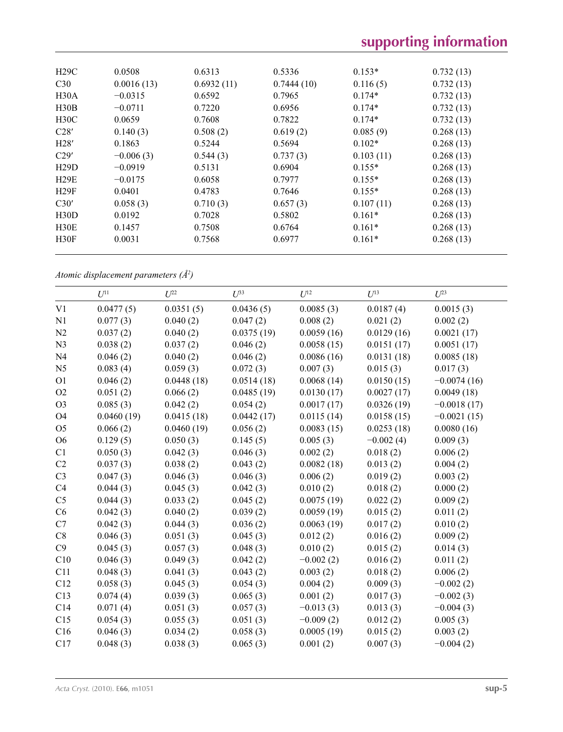| | | | | | |
|---|---|---|---|---|---|
| H29C | 0.0508 | 0.6313 | 0.5336 | 0.153* | 0.732 (13) |
| C30 | 0.0016 (13) | 0.6932 (11) | 0.7444 (10) | 0.116 (5) | 0.732 (13) |
| H30A | −0.0315 | 0.6592 | 0.7965 | 0.174* | 0.732 (13) |
| H30B | −0.0711 | 0.7220 | 0.6956 | 0.174* | 0.732 (13) |
| H30C | 0.0659 | 0.7608 | 0.7822 | 0.174* | 0.732 (13) |
| C28′ | 0.140 (3) | 0.508 (2) | 0.619 (2) | 0.085 (9) | 0.268 (13) |
| H28′ | 0.1863 | 0.5244 | 0.5694 | 0.102* | 0.268 (13) |
| C29′ | −0.006 (3) | 0.544 (3) | 0.737 (3) | 0.103 (11) | 0.268 (13) |
| H29D | −0.0919 | 0.5131 | 0.6904 | 0.155* | 0.268 (13) |
| H29E | −0.0175 | 0.6058 | 0.7977 | 0.155* | 0.268 (13) |
| H29F | 0.0401 | 0.4783 | 0.7646 | 0.155* | 0.268 (13) |
| C30′ | 0.058 (3) | 0.710 (3) | 0.657 (3) | 0.107 (11) | 0.268 (13) |
| H30D | 0.0192 | 0.7028 | 0.5802 | 0.161* | 0.268 (13) |
| H30E | 0.1457 | 0.7508 | 0.6764 | 0.161* | 0.268 (13) |
| H30F | 0.0031 | 0.7568 | 0.6977 | 0.161* | 0.268 (13) |

*Atomic displacement parameters (Å$^2$)*

| | $U^{11}$ | $U^{22}$ | $U^{33}$ | $U^{12}$ | $U^{13}$ | $U^{23}$ |
|---|---|---|---|---|---|---|
| V1 | 0.0477 (5) | 0.0351 (5) | 0.0436 (5) | 0.0085 (3) | 0.0187 (4) | 0.0015 (3) |
| N1 | 0.077 (3) | 0.040 (2) | 0.047 (2) | 0.008 (2) | 0.021 (2) | 0.002 (2) |
| N2 | 0.037 (2) | 0.040 (2) | 0.0375 (19) | 0.0059 (16) | 0.0129 (16) | 0.0021 (17) |
| N3 | 0.038 (2) | 0.037 (2) | 0.046 (2) | 0.0058 (15) | 0.0151 (17) | 0.0051 (17) |
| N4 | 0.046 (2) | 0.040 (2) | 0.046 (2) | 0.0086 (16) | 0.0131 (18) | 0.0085 (18) |
| N5 | 0.083 (4) | 0.059 (3) | 0.072 (3) | 0.007 (3) | 0.015 (3) | 0.017 (3) |
| O1 | 0.046 (2) | 0.0448 (18) | 0.0514 (18) | 0.0068 (14) | 0.0150 (15) | −0.0074 (16) |
| O2 | 0.051 (2) | 0.066 (2) | 0.0485 (19) | 0.0130 (17) | 0.0027 (17) | 0.0049 (18) |
| O3 | 0.085 (3) | 0.042 (2) | 0.054 (2) | 0.0017 (17) | 0.0326 (19) | −0.0018 (17) |
| O4 | 0.0460 (19) | 0.0415 (18) | 0.0442 (17) | 0.0115 (14) | 0.0158 (15) | −0.0021 (15) |
| O5 | 0.066 (2) | 0.0460 (19) | 0.056 (2) | 0.0083 (15) | 0.0253 (18) | 0.0080 (16) |
| O6 | 0.129 (5) | 0.050 (3) | 0.145 (5) | 0.005 (3) | −0.002 (4) | 0.009 (3) |
| C1 | 0.050 (3) | 0.042 (3) | 0.046 (3) | 0.002 (2) | 0.018 (2) | 0.006 (2) |
| C2 | 0.037 (3) | 0.038 (2) | 0.043 (2) | 0.0082 (18) | 0.013 (2) | 0.004 (2) |
| C3 | 0.047 (3) | 0.046 (3) | 0.046 (3) | 0.006 (2) | 0.019 (2) | 0.003 (2) |
| C4 | 0.044 (3) | 0.045 (3) | 0.042 (3) | 0.010 (2) | 0.018 (2) | 0.000 (2) |
| C5 | 0.044 (3) | 0.033 (2) | 0.045 (2) | 0.0075 (19) | 0.022 (2) | 0.009 (2) |
| C6 | 0.042 (3) | 0.040 (2) | 0.039 (2) | 0.0059 (19) | 0.015 (2) | 0.011 (2) |
| C7 | 0.042 (3) | 0.044 (3) | 0.036 (2) | 0.0063 (19) | 0.017 (2) | 0.010 (2) |
| C8 | 0.046 (3) | 0.051 (3) | 0.045 (3) | 0.012 (2) | 0.016 (2) | 0.009 (2) |
| C9 | 0.045 (3) | 0.057 (3) | 0.048 (3) | 0.010 (2) | 0.015 (2) | 0.014 (3) |
| C10 | 0.046 (3) | 0.049 (3) | 0.042 (2) | −0.002 (2) | 0.016 (2) | 0.011 (2) |
| C11 | 0.048 (3) | 0.041 (3) | 0.043 (2) | 0.003 (2) | 0.018 (2) | 0.006 (2) |
| C12 | 0.058 (3) | 0.045 (3) | 0.054 (3) | 0.004 (2) | 0.009 (3) | −0.002 (2) |
| C13 | 0.074 (4) | 0.039 (3) | 0.065 (3) | 0.001 (2) | 0.017 (3) | −0.002 (3) |
| C14 | 0.071 (4) | 0.051 (3) | 0.057 (3) | −0.013 (3) | 0.013 (3) | −0.004 (3) |
| C15 | 0.054 (3) | 0.055 (3) | 0.051 (3) | −0.009 (2) | 0.012 (2) | 0.005 (3) |
| C16 | 0.046 (3) | 0.034 (2) | 0.058 (3) | 0.0005 (19) | 0.015 (2) | 0.003 (2) |
| C17 | 0.048 (3) | 0.038 (3) | 0.065 (3) | 0.001 (2) | 0.007 (3) | −0.004 (2) |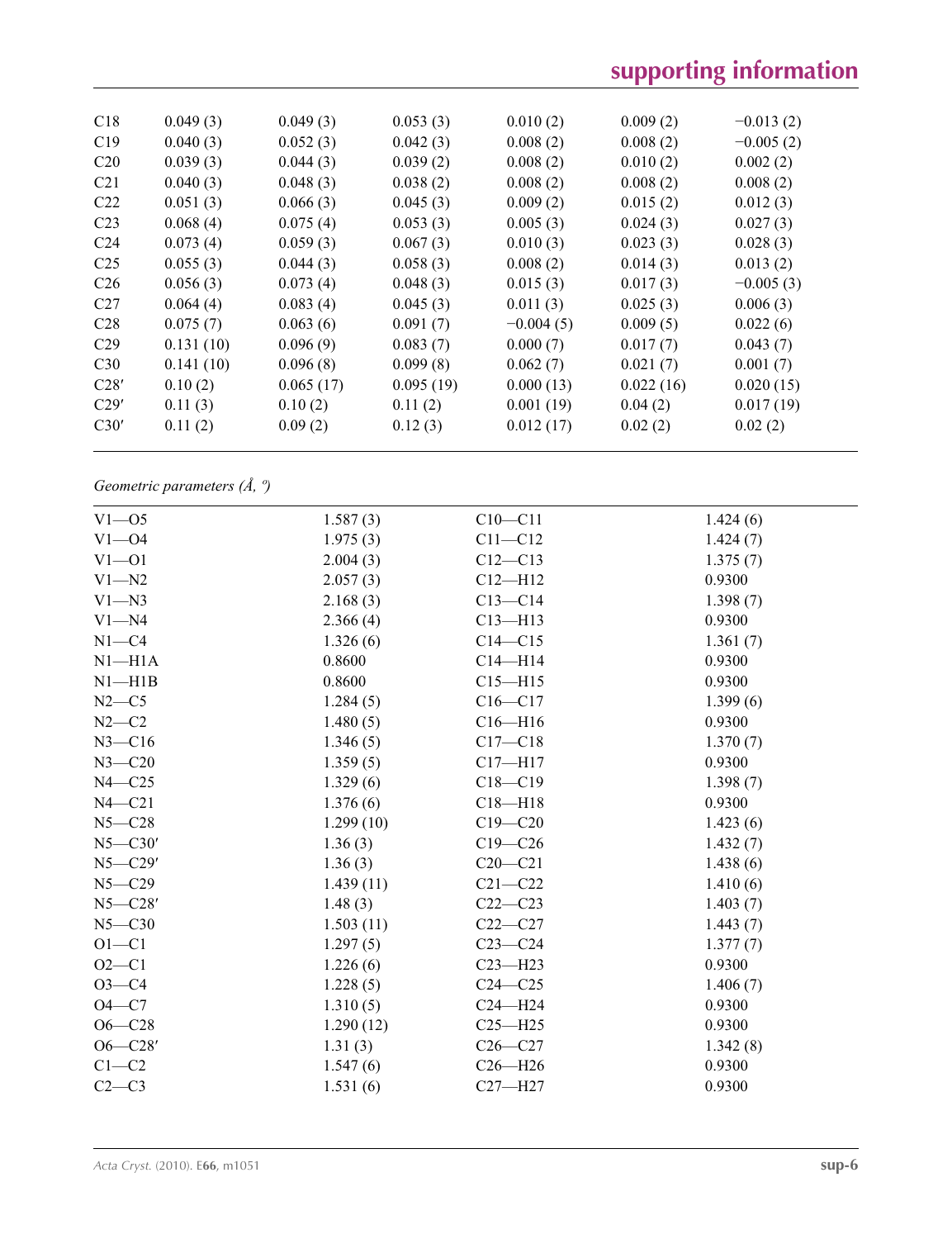| | | | | | | |
|---|---|---|---|---|---|---|
| C18 | 0.049 (3) | 0.049 (3) | 0.053 (3) | 0.010 (2) | 0.009 (2) | −0.013 (2) |
| C19 | 0.040 (3) | 0.052 (3) | 0.042 (3) | 0.008 (2) | 0.008 (2) | −0.005 (2) |
| C20 | 0.039 (3) | 0.044 (3) | 0.039 (2) | 0.008 (2) | 0.010 (2) | 0.002 (2) |
| C21 | 0.040 (3) | 0.048 (3) | 0.038 (2) | 0.008 (2) | 0.008 (2) | 0.008 (2) |
| C22 | 0.051 (3) | 0.066 (3) | 0.045 (3) | 0.009 (2) | 0.015 (2) | 0.012 (3) |
| C23 | 0.068 (4) | 0.075 (4) | 0.053 (3) | 0.005 (3) | 0.024 (3) | 0.027 (3) |
| C24 | 0.073 (4) | 0.059 (3) | 0.067 (3) | 0.010 (3) | 0.023 (3) | 0.028 (3) |
| C25 | 0.055 (3) | 0.044 (3) | 0.058 (3) | 0.008 (2) | 0.014 (3) | 0.013 (2) |
| C26 | 0.056 (3) | 0.073 (4) | 0.048 (3) | 0.015 (3) | 0.017 (3) | −0.005 (3) |
| C27 | 0.064 (4) | 0.083 (4) | 0.045 (3) | 0.011 (3) | 0.025 (3) | 0.006 (3) |
| C28 | 0.075 (7) | 0.063 (6) | 0.091 (7) | −0.004 (5) | 0.009 (5) | 0.022 (6) |
| C29 | 0.131 (10) | 0.096 (9) | 0.083 (7) | 0.000 (7) | 0.017 (7) | 0.043 (7) |
| C30 | 0.141 (10) | 0.096 (8) | 0.099 (8) | 0.062 (7) | 0.021 (7) | 0.001 (7) |
| C28′ | 0.10 (2) | 0.065 (17) | 0.095 (19) | 0.000 (13) | 0.022 (16) | 0.020 (15) |
| C29′ | 0.11 (3) | 0.10 (2) | 0.11 (2) | 0.001 (19) | 0.04 (2) | 0.017 (19) |
| C30′ | 0.11 (2) | 0.09 (2) | 0.12 (3) | 0.012 (17) | 0.02 (2) | 0.02 (2) |

*Geometric parameters (Å, º)*

| | | | |
|---|---|---|---|
| V1—O5 | 1.587 (3) | C10—C11 | 1.424 (6) |
| V1—O4 | 1.975 (3) | C11—C12 | 1.424 (7) |
| V1—O1 | 2.004 (3) | C12—C13 | 1.375 (7) |
| V1—N2 | 2.057 (3) | C12—H12 | 0.9300 |
| V1—N3 | 2.168 (3) | C13—C14 | 1.398 (7) |
| V1—N4 | 2.366 (4) | C13—H13 | 0.9300 |
| N1—C4 | 1.326 (6) | C14—C15 | 1.361 (7) |
| N1—H1A | 0.8600 | C14—H14 | 0.9300 |
| N1—H1B | 0.8600 | C15—H15 | 0.9300 |
| N2—C5 | 1.284 (5) | C16—C17 | 1.399 (6) |
| N2—C2 | 1.480 (5) | C16—H16 | 0.9300 |
| N3—C16 | 1.346 (5) | C17—C18 | 1.370 (7) |
| N3—C20 | 1.359 (5) | C17—H17 | 0.9300 |
| N4—C25 | 1.329 (6) | C18—C19 | 1.398 (7) |
| N4—C21 | 1.376 (6) | C18—H18 | 0.9300 |
| N5—C28 | 1.299 (10) | C19—C20 | 1.423 (6) |
| N5—C30′ | 1.36 (3) | C19—C26 | 1.432 (7) |
| N5—C29′ | 1.36 (3) | C20—C21 | 1.438 (6) |
| N5—C29 | 1.439 (11) | C21—C22 | 1.410 (6) |
| N5—C28′ | 1.48 (3) | C22—C23 | 1.403 (7) |
| N5—C30 | 1.503 (11) | C22—C27 | 1.443 (7) |
| O1—C1 | 1.297 (5) | C23—C24 | 1.377 (7) |
| O2—C1 | 1.226 (6) | C23—H23 | 0.9300 |
| O3—C4 | 1.228 (5) | C24—C25 | 1.406 (7) |
| O4—C7 | 1.310 (5) | C24—H24 | 0.9300 |
| O6—C28 | 1.290 (12) | C25—H25 | 0.9300 |
| O6—C28′ | 1.31 (3) | C26—C27 | 1.342 (8) |
| C1—C2 | 1.547 (6) | C26—H26 | 0.9300 |
| C2—C3 | 1.531 (6) | C27—H27 | 0.9300 |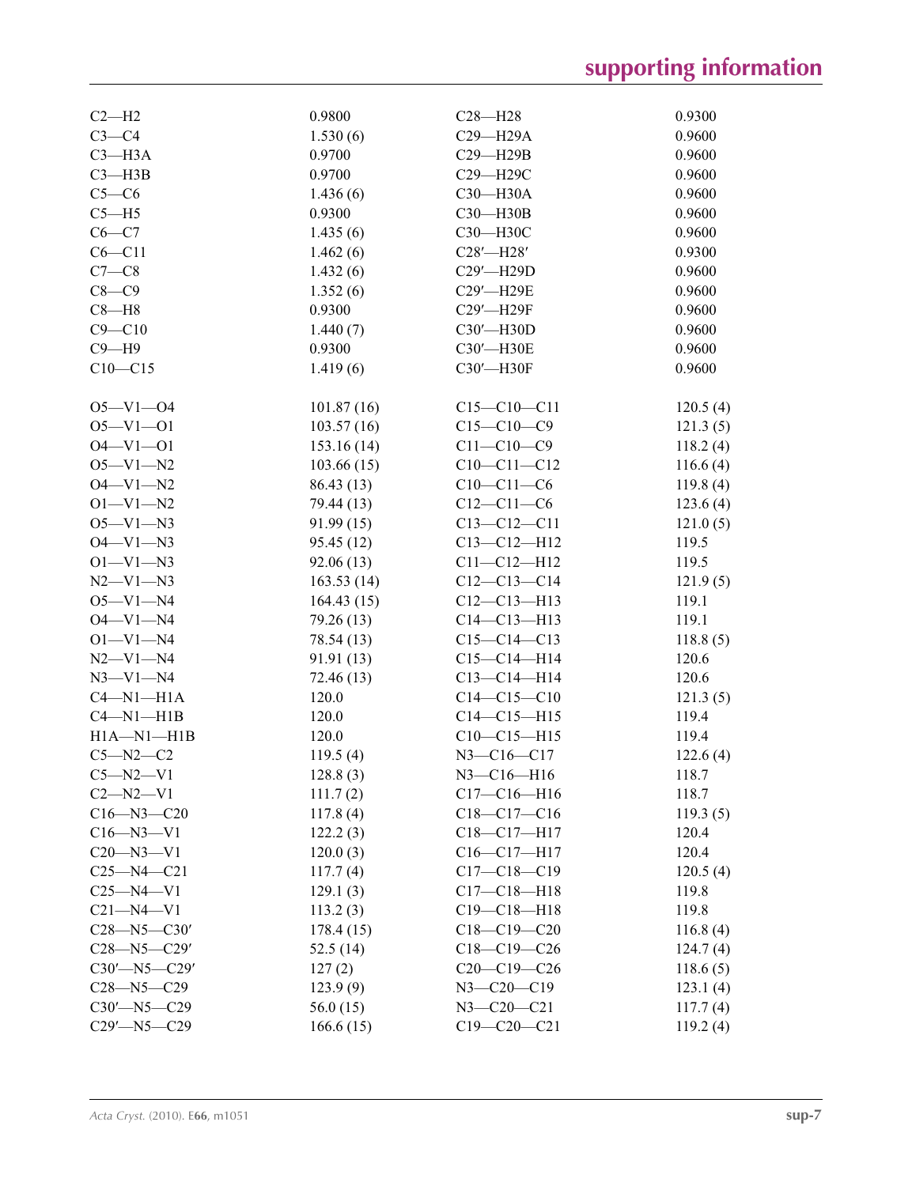| | | | |
|---|---|---|---|
| C2—H2 | 0.9800 | C28—H28 | 0.9300 |
| C3—C4 | 1.530 (6) | C29—H29A | 0.9600 |
| C3—H3A | 0.9700 | C29—H29B | 0.9600 |
| C3—H3B | 0.9700 | C29—H29C | 0.9600 |
| C5—C6 | 1.436 (6) | C30—H30A | 0.9600 |
| C5—H5 | 0.9300 | C30—H30B | 0.9600 |
| C6—C7 | 1.435 (6) | C30—H30C | 0.9600 |
| C6—C11 | 1.462 (6) | C28′—H28′ | 0.9300 |
| C7—C8 | 1.432 (6) | C29′—H29D | 0.9600 |
| C8—C9 | 1.352 (6) | C29′—H29E | 0.9600 |
| C8—H8 | 0.9300 | C29′—H29F | 0.9600 |
| C9—C10 | 1.440 (7) | C30′—H30D | 0.9600 |
| C9—H9 | 0.9300 | C30′—H30E | 0.9600 |
| C10—C15 | 1.419 (6) | C30′—H30F | 0.9600 |
| | | | |
| O5—V1—O4 | 101.87 (16) | C15—C10—C11 | 120.5 (4) |
| O5—V1—O1 | 103.57 (16) | C15—C10—C9 | 121.3 (5) |
| O4—V1—O1 | 153.16 (14) | C11—C10—C9 | 118.2 (4) |
| O5—V1—N2 | 103.66 (15) | C10—C11—C12 | 116.6 (4) |
| O4—V1—N2 | 86.43 (13) | C10—C11—C6 | 119.8 (4) |
| O1—V1—N2 | 79.44 (13) | C12—C11—C6 | 123.6 (4) |
| O5—V1—N3 | 91.99 (15) | C13—C12—C11 | 121.0 (5) |
| O4—V1—N3 | 95.45 (12) | C13—C12—H12 | 119.5 |
| O1—V1—N3 | 92.06 (13) | C11—C12—H12 | 119.5 |
| N2—V1—N3 | 163.53 (14) | C12—C13—C14 | 121.9 (5) |
| O5—V1—N4 | 164.43 (15) | C12—C13—H13 | 119.1 |
| O4—V1—N4 | 79.26 (13) | C14—C13—H13 | 119.1 |
| O1—V1—N4 | 78.54 (13) | C15—C14—C13 | 118.8 (5) |
| N2—V1—N4 | 91.91 (13) | C15—C14—H14 | 120.6 |
| N3—V1—N4 | 72.46 (13) | C13—C14—H14 | 120.6 |
| C4—N1—H1A | 120.0 | C14—C15—C10 | 121.3 (5) |
| C4—N1—H1B | 120.0 | C14—C15—H15 | 119.4 |
| H1A—N1—H1B | 120.0 | C10—C15—H15 | 119.4 |
| C5—N2—C2 | 119.5 (4) | N3—C16—C17 | 122.6 (4) |
| C5—N2—V1 | 128.8 (3) | N3—C16—H16 | 118.7 |
| C2—N2—V1 | 111.7 (2) | C17—C16—H16 | 118.7 |
| C16—N3—C20 | 117.8 (4) | C18—C17—C16 | 119.3 (5) |
| C16—N3—V1 | 122.2 (3) | C18—C17—H17 | 120.4 |
| C20—N3—V1 | 120.0 (3) | C16—C17—H17 | 120.4 |
| C25—N4—C21 | 117.7 (4) | C17—C18—C19 | 120.5 (4) |
| C25—N4—V1 | 129.1 (3) | C17—C18—H18 | 119.8 |
| C21—N4—V1 | 113.2 (3) | C19—C18—H18 | 119.8 |
| C28—N5—C30′ | 178.4 (15) | C18—C19—C20 | 116.8 (4) |
| C28—N5—C29′ | 52.5 (14) | C18—C19—C26 | 124.7 (4) |
| C30′—N5—C29′ | 127 (2) | C20—C19—C26 | 118.6 (5) |
| C28—N5—C29 | 123.9 (9) | N3—C20—C19 | 123.1 (4) |
| C30′—N5—C29 | 56.0 (15) | N3—C20—C21 | 117.7 (4) |
| C29′—N5—C29 | 166.6 (15) | C19—C20—C21 | 119.2 (4) |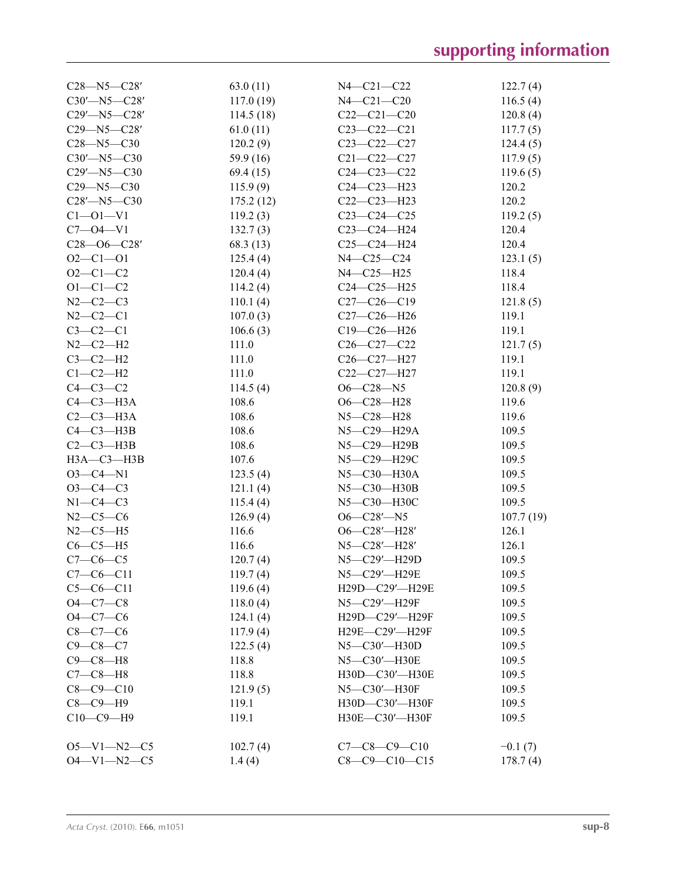| | | | |
|---|---|---|---|
| C28—N5—C28′ | 63.0 (11) | N4—C21—C22 | 122.7 (4) |
| C30′—N5—C28′ | 117.0 (19) | N4—C21—C20 | 116.5 (4) |
| C29′—N5—C28′ | 114.5 (18) | C22—C21—C20 | 120.8 (4) |
| C29—N5—C28′ | 61.0 (11) | C23—C22—C21 | 117.7 (5) |
| C28—N5—C30 | 120.2 (9) | C23—C22—C27 | 124.4 (5) |
| C30′—N5—C30 | 59.9 (16) | C21—C22—C27 | 117.9 (5) |
| C29′—N5—C30 | 69.4 (15) | C24—C23—C22 | 119.6 (5) |
| C29—N5—C30 | 115.9 (9) | C24—C23—H23 | 120.2 |
| C28′—N5—C30 | 175.2 (12) | C22—C23—H23 | 120.2 |
| C1—O1—V1 | 119.2 (3) | C23—C24—C25 | 119.2 (5) |
| C7—O4—V1 | 132.7 (3) | C23—C24—H24 | 120.4 |
| C28—O6—C28′ | 68.3 (13) | C25—C24—H24 | 120.4 |
| O2—C1—O1 | 125.4 (4) | N4—C25—C24 | 123.1 (5) |
| O2—C1—C2 | 120.4 (4) | N4—C25—H25 | 118.4 |
| O1—C1—C2 | 114.2 (4) | C24—C25—H25 | 118.4 |
| N2—C2—C3 | 110.1 (4) | C27—C26—C19 | 121.8 (5) |
| N2—C2—C1 | 107.0 (3) | C27—C26—H26 | 119.1 |
| C3—C2—C1 | 106.6 (3) | C19—C26—H26 | 119.1 |
| N2—C2—H2 | 111.0 | C26—C27—C22 | 121.7 (5) |
| C3—C2—H2 | 111.0 | C26—C27—H27 | 119.1 |
| C1—C2—H2 | 111.0 | C22—C27—H27 | 119.1 |
| C4—C3—C2 | 114.5 (4) | O6—C28—N5 | 120.8 (9) |
| C4—C3—H3A | 108.6 | O6—C28—H28 | 119.6 |
| C2—C3—H3A | 108.6 | N5—C28—H28 | 119.6 |
| C4—C3—H3B | 108.6 | N5—C29—H29A | 109.5 |
| C2—C3—H3B | 108.6 | N5—C29—H29B | 109.5 |
| H3A—C3—H3B | 107.6 | N5—C29—H29C | 109.5 |
| O3—C4—N1 | 123.5 (4) | N5—C30—H30A | 109.5 |
| O3—C4—C3 | 121.1 (4) | N5—C30—H30B | 109.5 |
| N1—C4—C3 | 115.4 (4) | N5—C30—H30C | 109.5 |
| N2—C5—C6 | 126.9 (4) | O6—C28′—N5 | 107.7 (19) |
| N2—C5—H5 | 116.6 | O6—C28′—H28′ | 126.1 |
| C6—C5—H5 | 116.6 | N5—C28′—H28′ | 126.1 |
| C7—C6—C5 | 120.7 (4) | N5—C29′—H29D | 109.5 |
| C7—C6—C11 | 119.7 (4) | N5—C29′—H29E | 109.5 |
| C5—C6—C11 | 119.6 (4) | H29D—C29′—H29E | 109.5 |
| O4—C7—C8 | 118.0 (4) | N5—C29′—H29F | 109.5 |
| O4—C7—C6 | 124.1 (4) | H29D—C29′—H29F | 109.5 |
| C8—C7—C6 | 117.9 (4) | H29E—C29′—H29F | 109.5 |
| C9—C8—C7 | 122.5 (4) | N5—C30′—H30D | 109.5 |
| C9—C8—H8 | 118.8 | N5—C30′—H30E | 109.5 |
| C7—C8—H8 | 118.8 | H30D—C30′—H30E | 109.5 |
| C8—C9—C10 | 121.9 (5) | N5—C30′—H30F | 109.5 |
| C8—C9—H9 | 119.1 | H30D—C30′—H30F | 109.5 |
| C10—C9—H9 | 119.1 | H30E—C30′—H30F | 109.5 |

| | | | |
|---|---|---|---|
| O5—V1—N2—C5 | 102.7 (4) | C7—C8—C9—C10 | −0.1 (7) |
| O4—V1—N2—C5 | 1.4 (4) | C8—C9—C10—C15 | 178.7 (4) |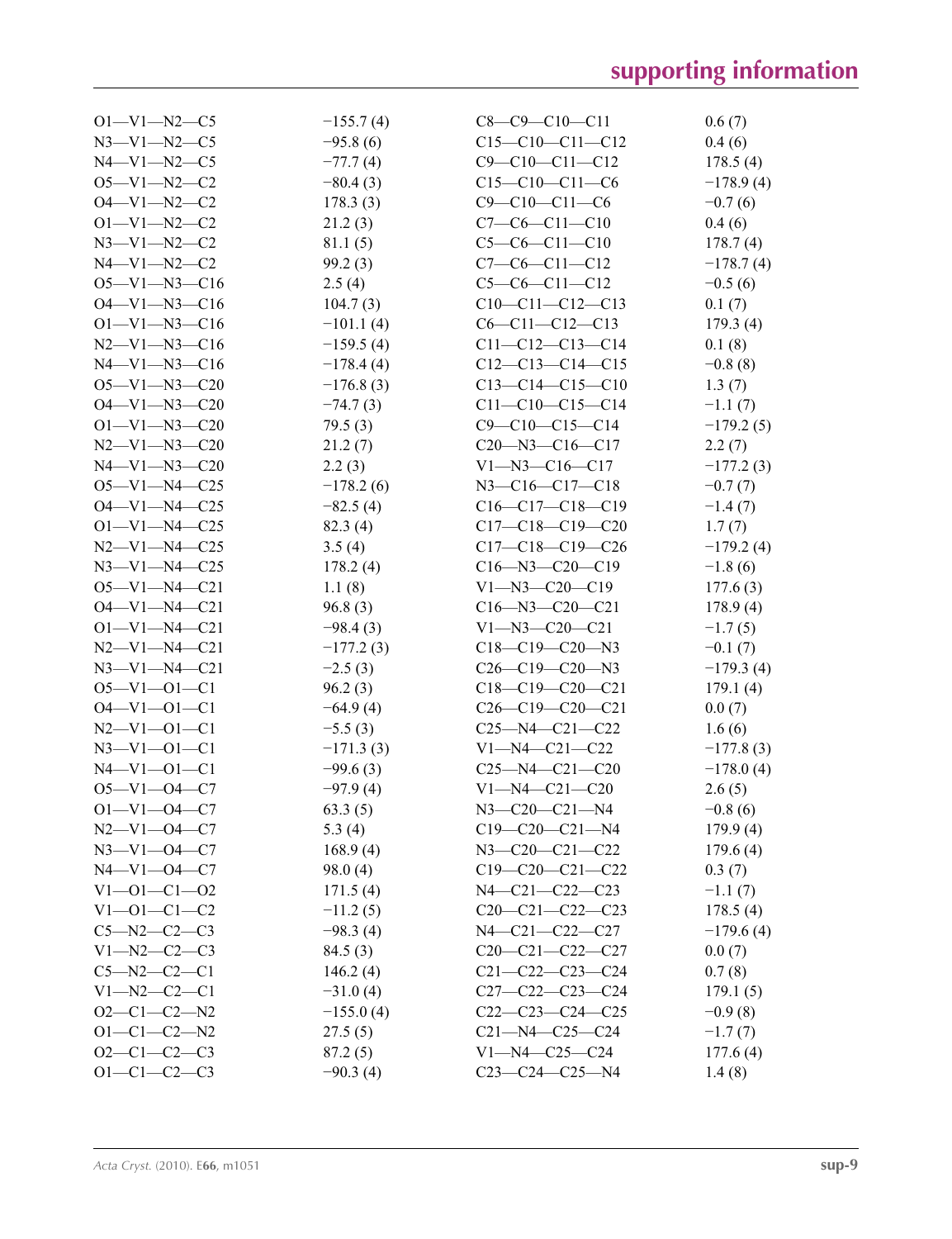| | | | |
|---|---|---|---|
| O1—V1—N2—C5 | −155.7 (4) | C8—C9—C10—C11 | 0.6 (7) |
| N3—V1—N2—C5 | −95.8 (6) | C15—C10—C11—C12 | 0.4 (6) |
| N4—V1—N2—C5 | −77.7 (4) | C9—C10—C11—C12 | 178.5 (4) |
| O5—V1—N2—C2 | −80.4 (3) | C15—C10—C11—C6 | −178.9 (4) |
| O4—V1—N2—C2 | 178.3 (3) | C9—C10—C11—C6 | −0.7 (6) |
| O1—V1—N2—C2 | 21.2 (3) | C7—C6—C11—C10 | 0.4 (6) |
| N3—V1—N2—C2 | 81.1 (5) | C5—C6—C11—C10 | 178.7 (4) |
| N4—V1—N2—C2 | 99.2 (3) | C7—C6—C11—C12 | −178.7 (4) |
| O5—V1—N3—C16 | 2.5 (4) | C5—C6—C11—C12 | −0.5 (6) |
| O4—V1—N3—C16 | 104.7 (3) | C10—C11—C12—C13 | 0.1 (7) |
| O1—V1—N3—C16 | −101.1 (4) | C6—C11—C12—C13 | 179.3 (4) |
| N2—V1—N3—C16 | −159.5 (4) | C11—C12—C13—C14 | 0.1 (8) |
| N4—V1—N3—C16 | −178.4 (4) | C12—C13—C14—C15 | −0.8 (8) |
| O5—V1—N3—C20 | −176.8 (3) | C13—C14—C15—C10 | 1.3 (7) |
| O4—V1—N3—C20 | −74.7 (3) | C11—C10—C15—C14 | −1.1 (7) |
| O1—V1—N3—C20 | 79.5 (3) | C9—C10—C15—C14 | −179.2 (5) |
| N2—V1—N3—C20 | 21.2 (7) | C20—N3—C16—C17 | 2.2 (7) |
| N4—V1—N3—C20 | 2.2 (3) | V1—N3—C16—C17 | −177.2 (3) |
| O5—V1—N4—C25 | −178.2 (6) | N3—C16—C17—C18 | −0.7 (7) |
| O4—V1—N4—C25 | −82.5 (4) | C16—C17—C18—C19 | −1.4 (7) |
| O1—V1—N4—C25 | 82.3 (4) | C17—C18—C19—C20 | 1.7 (7) |
| N2—V1—N4—C25 | 3.5 (4) | C17—C18—C19—C26 | −179.2 (4) |
| N3—V1—N4—C25 | 178.2 (4) | C16—N3—C20—C19 | −1.8 (6) |
| O5—V1—N4—C21 | 1.1 (8) | V1—N3—C20—C19 | 177.6 (3) |
| O4—V1—N4—C21 | 96.8 (3) | C16—N3—C20—C21 | 178.9 (4) |
| O1—V1—N4—C21 | −98.4 (3) | V1—N3—C20—C21 | −1.7 (5) |
| N2—V1—N4—C21 | −177.2 (3) | C18—C19—C20—N3 | −0.1 (7) |
| N3—V1—N4—C21 | −2.5 (3) | C26—C19—C20—N3 | −179.3 (4) |
| O5—V1—O1—C1 | 96.2 (3) | C18—C19—C20—C21 | 179.1 (4) |
| O4—V1—O1—C1 | −64.9 (4) | C26—C19—C20—C21 | 0.0 (7) |
| N2—V1—O1—C1 | −5.5 (3) | C25—N4—C21—C22 | 1.6 (6) |
| N3—V1—O1—C1 | −171.3 (3) | V1—N4—C21—C22 | −177.8 (3) |
| N4—V1—O1—C1 | −99.6 (3) | C25—N4—C21—C20 | −178.0 (4) |
| O5—V1—O4—C7 | −97.9 (4) | V1—N4—C21—C20 | 2.6 (5) |
| O1—V1—O4—C7 | 63.3 (5) | N3—C20—C21—N4 | −0.8 (6) |
| N2—V1—O4—C7 | 5.3 (4) | C19—C20—C21—N4 | 179.9 (4) |
| N3—V1—O4—C7 | 168.9 (4) | N3—C20—C21—C22 | 179.6 (4) |
| N4—V1—O4—C7 | 98.0 (4) | C19—C20—C21—C22 | 0.3 (7) |
| V1—O1—C1—O2 | 171.5 (4) | N4—C21—C22—C23 | −1.1 (7) |
| V1—O1—C1—C2 | −11.2 (5) | C20—C21—C22—C23 | 178.5 (4) |
| C5—N2—C2—C3 | −98.3 (4) | N4—C21—C22—C27 | −179.6 (4) |
| V1—N2—C2—C3 | 84.5 (3) | C20—C21—C22—C27 | 0.0 (7) |
| C5—N2—C2—C1 | 146.2 (4) | C21—C22—C23—C24 | 0.7 (8) |
| V1—N2—C2—C1 | −31.0 (4) | C27—C22—C23—C24 | 179.1 (5) |
| O2—C1—C2—N2 | −155.0 (4) | C22—C23—C24—C25 | −0.9 (8) |
| O1—C1—C2—N2 | 27.5 (5) | C21—N4—C25—C24 | −1.7 (7) |
| O2—C1—C2—C3 | 87.2 (5) | V1—N4—C25—C24 | 177.6 (4) |
| O1—C1—C2—C3 | −90.3 (4) | C23—C24—C25—N4 | 1.4 (8) |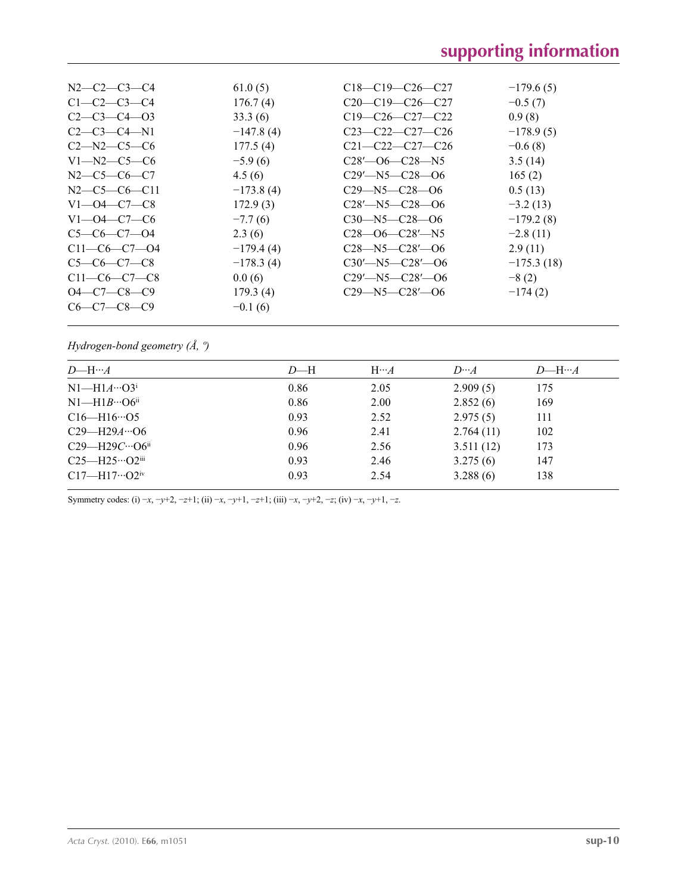| | | | |
|---|---|---|---|
| N2—C2—C3—C4 | 61.0 (5) | C18—C19—C26—C27 | −179.6 (5) |
| C1—C2—C3—C4 | 176.7 (4) | C20—C19—C26—C27 | −0.5 (7) |
| C2—C3—C4—O3 | 33.3 (6) | C19—C26—C27—C22 | 0.9 (8) |
| C2—C3—C4—N1 | −147.8 (4) | C23—C22—C27—C26 | −178.9 (5) |
| C2—N2—C5—C6 | 177.5 (4) | C21—C22—C27—C26 | −0.6 (8) |
| V1—N2—C5—C6 | −5.9 (6) | C28′—O6—C28—N5 | 3.5 (14) |
| N2—C5—C6—C7 | 4.5 (6) | C29′—N5—C28—O6 | 165 (2) |
| N2—C5—C6—C11 | −173.8 (4) | C29—N5—C28—O6 | 0.5 (13) |
| V1—O4—C7—C8 | 172.9 (3) | C28′—N5—C28—O6 | −3.2 (13) |
| V1—O4—C7—C6 | −7.7 (6) | C30—N5—C28—O6 | −179.2 (8) |
| C5—C6—C7—O4 | 2.3 (6) | C28—O6—C28′—N5 | −2.8 (11) |
| C11—C6—C7—O4 | −179.4 (4) | C28—N5—C28′—O6 | 2.9 (11) |
| C5—C6—C7—C8 | −178.3 (4) | C30′—N5—C28′—O6 | −175.3 (18) |
| C11—C6—C7—C8 | 0.0 (6) | C29′—N5—C28′—O6 | −8 (2) |
| O4—C7—C8—C9 | 179.3 (4) | C29—N5—C28′—O6 | −174 (2) |
| C6—C7—C8—C9 | −0.1 (6) | | |

*Hydrogen-bond geometry (Å, º)*

| *D*—H···*A* | *D*—H | H···*A* | *D*···*A* | *D*—H···*A* |
|---|---|---|---|---|
| N1—H1*A*···O3[i] | 0.86 | 2.05 | 2.909 (5) | 175 |
| N1—H1*B*···O6[ii] | 0.86 | 2.00 | 2.852 (6) | 169 |
| C16—H16···O5 | 0.93 | 2.52 | 2.975 (5) | 111 |
| C29—H29*A*···O6 | 0.96 | 2.41 | 2.764 (11) | 102 |
| C29—H29*C*···O6[ii] | 0.96 | 2.56 | 3.511 (12) | 173 |
| C25—H25···O2[iii] | 0.93 | 2.46 | 3.275 (6) | 147 |
| C17—H17···O2[iv] | 0.93 | 2.54 | 3.288 (6) | 138 |

Symmetry codes: (i) −*x*, −*y*+2, −*z*+1; (ii) −*x*, −*y*+1, −*z*+1; (iii) −*x*, −*y*+2, −*z*; (iv) −*x*, −*y*+1, −*z*.